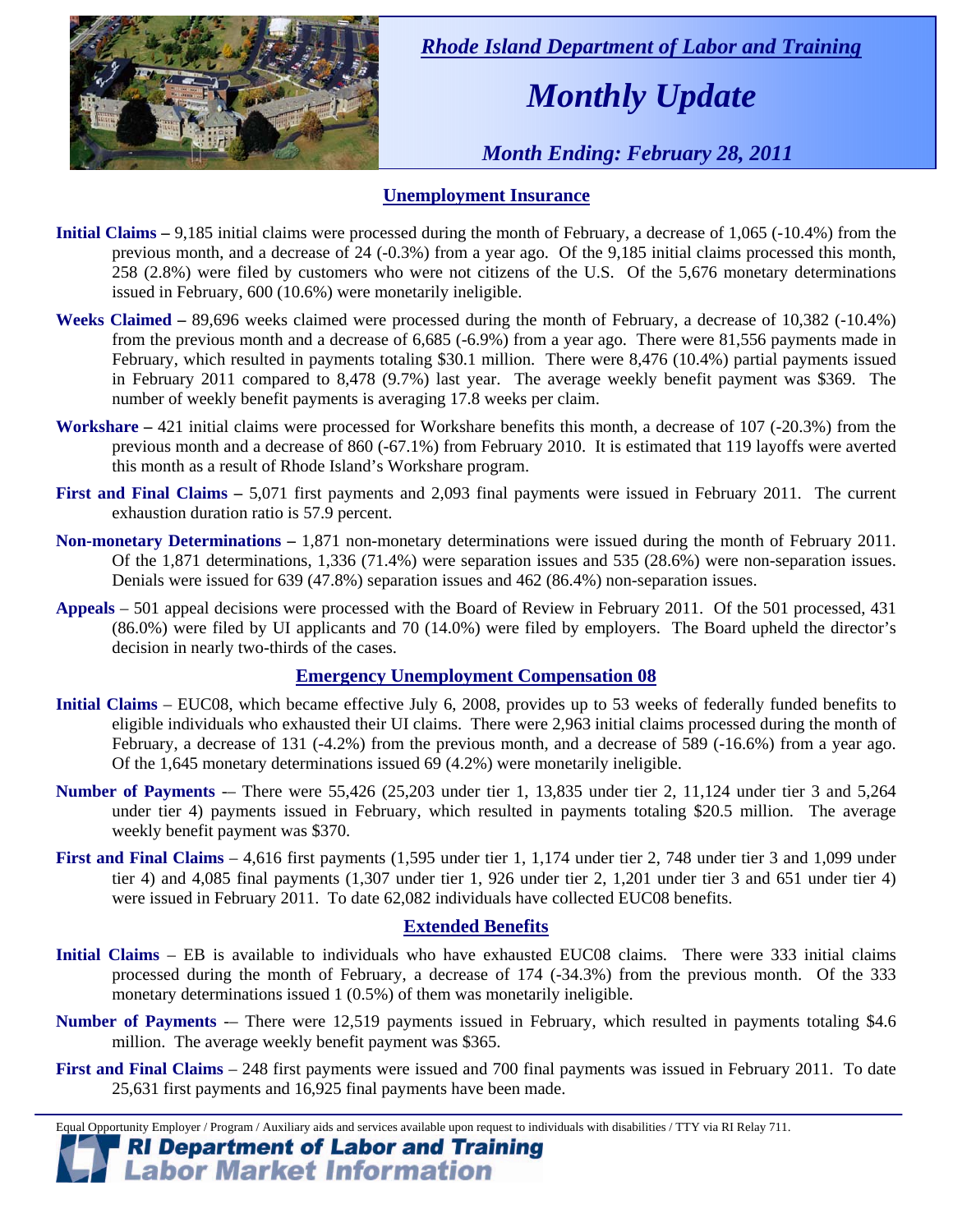*Rhode Island Department of Labor and Training*

# *Monthly Update*

*Month Ending: February 28, 2011*

## Unemployment Insurance

**Initial Claims –** 9,185 initial claims were processed during the month of February, a decrease of 1,065 (-10.4%) from the previous month, and a decrease of 24 (-0.3%) from a year ago. Of the 9,185 initial claims processed this month, 258 (2.8%) were filed by customers who were not citizens of the U.S. Of the 5,676 monetary determinations issued in February, 600 (10.6%) were monetarily ineligible.

**Weeks Claimed –** 89,696 weeks claimed were processed during the month of February, a decrease of 10,382 (-10.4%) from the previous month and a decrease of 6,685 (-6.9%) from a year ago. There were 81,556 payments made in February, which resulted in payments totaling $30.1 million. There were 8,476 (10.4%) partial payments issued in February 2011 compared to 8,478 (9.7%) last year. The average weekly benefit payment was $369. The number of weekly benefit payments is averaging 17.8 weeks per claim.

**Workshare –** 421 initial claims were processed for Workshare benefits this month, a decrease of 107 (-20.3%) from the previous month and a decrease of 860 (-67.1%) from February 2010. It is estimated that 119 layoffs were averted this month as a result of Rhode Island's Workshare program.

**First and Final Claims –** 5,071 first payments and 2,093 final payments were issued in February 2011. The current exhaustion duration ratio is 57.9 percent.

**Non-monetary Determinations –** 1,871 non-monetary determinations were issued during the month of February 2011. Of the 1,871 determinations, 1,336 (71.4%) were separation issues and 535 (28.6%) were non-separation issues. Denials were issued for 639 (47.8%) separation issues and 462 (86.4%) non-separation issues.

**Appeals** – 501 appeal decisions were processed with the Board of Review in February 2011. Of the 501 processed, 431 (86.0%) were filed by UI applicants and 70 (14.0%) were filed by employers. The Board upheld the director's decision in nearly two-thirds of the cases.

## Emergency Unemployment Compensation 08

**Initial Claims** – EUC08, which became effective July 6, 2008, provides up to 53 weeks of federally funded benefits to eligible individuals who exhausted their UI claims. There were 2,963 initial claims processed during the month of February, a decrease of 131 (-4.2%) from the previous month, and a decrease of 589 (-16.6%) from a year ago. Of the 1,645 monetary determinations issued 69 (4.2%) were monetarily ineligible.

**Number of Payments** -– There were 55,426 (25,203 under tier 1, 13,835 under tier 2, 11,124 under tier 3 and 5,264 under tier 4) payments issued in February, which resulted in payments totaling $20.5 million. The average weekly benefit payment was $370.

**First and Final Claims** – 4,616 first payments (1,595 under tier 1, 1,174 under tier 2, 748 under tier 3 and 1,099 under tier 4) and 4,085 final payments (1,307 under tier 1, 926 under tier 2, 1,201 under tier 3 and 651 under tier 4) were issued in February 2011. To date 62,082 individuals have collected EUC08 benefits.

## Extended Benefits

**Initial Claims** – EB is available to individuals who have exhausted EUC08 claims. There were 333 initial claims processed during the month of February, a decrease of 174 (-34.3%) from the previous month. Of the 333 monetary determinations issued 1 (0.5%) of them was monetarily ineligible.

**Number of Payments** -– There were 12,519 payments issued in February, which resulted in payments totaling $4.6 million. The average weekly benefit payment was $365.

**First and Final Claims** – 248 first payments were issued and 700 final payments was issued in February 2011. To date 25,631 first payments and 16,925 final payments have been made.

Equal Opportunity Employer / Program / Auxiliary aids and services available upon request to individuals with disabilities / TTY via RI Relay 711.

**RI Department of Labor and Training**
**Labor Market Information**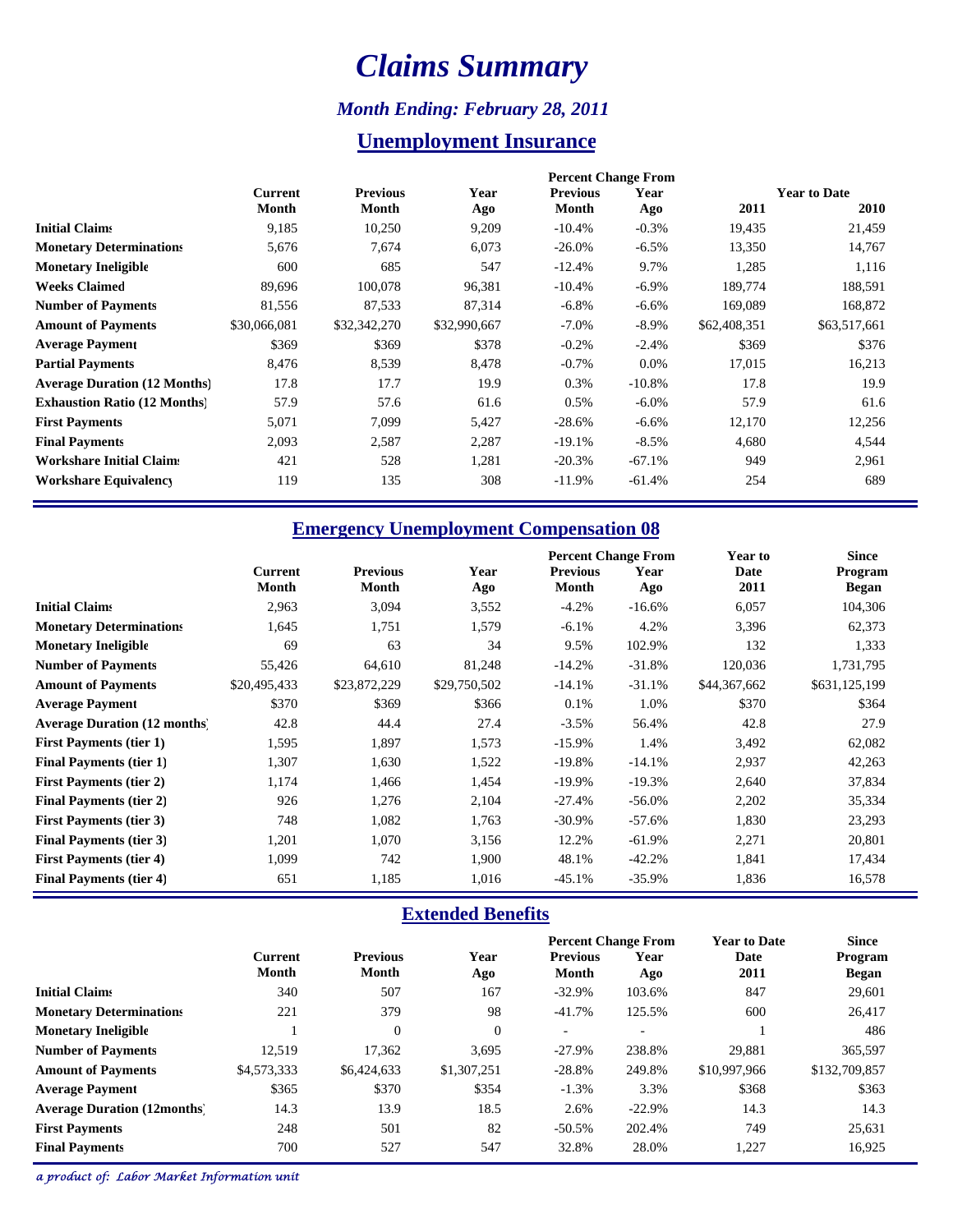# *Claims Summary*

### *Month Ending: February 28, 2011*

## Unemployment Insurance

| | Current Month | Previous Month | Year Ago | Percent Change From Previous Month | Percent Change From Year Ago | Year to Date 2011 | Year to Date 2010 |
|---|---|---|---|---|---|---|---|
| **Initial Claims** | 9,185 | 10,250 | 9,209 | -10.4% | -0.3% | 19,435 | 21,459 |
| **Monetary Determinations** | 5,676 | 7,674 | 6,073 | -26.0% | -6.5% | 13,350 | 14,767 |
| **Monetary Ineligible** | 600 | 685 | 547 | -12.4% | 9.7% | 1,285 | 1,116 |
| **Weeks Claimed** | 89,696 | 100,078 | 96,381 | -10.4% | -6.9% | 189,774 | 188,591 |
| **Number of Payments** | 81,556 | 87,533 | 87,314 | -6.8% | -6.6% | 169,089 | 168,872 |
| **Amount of Payments** | $30,066,081 | $32,342,270 | $32,990,667 | -7.0% | -8.9% | $62,408,351 | $63,517,661 |
| **Average Payment** | $369 | $369 | $378 | -0.2% | -2.4% | $369 | $376 |
| **Partial Payments** | 8,476 | 8,539 | 8,478 | -0.7% | 0.0% | 17,015 | 16,213 |
| **Average Duration (12 Months)** | 17.8 | 17.7 | 19.9 | 0.3% | -10.8% | 17.8 | 19.9 |
| **Exhaustion Ratio (12 Months)** | 57.9 | 57.6 | 61.6 | 0.5% | -6.0% | 57.9 | 61.6 |
| **First Payments** | 5,071 | 7,099 | 5,427 | -28.6% | -6.6% | 12,170 | 12,256 |
| **Final Payments** | 2,093 | 2,587 | 2,287 | -19.1% | -8.5% | 4,680 | 4,544 |
| **Workshare Initial Claims** | 421 | 528 | 1,281 | -20.3% | -67.1% | 949 | 2,961 |
| **Workshare Equivalency** | 119 | 135 | 308 | -11.9% | -61.4% | 254 | 689 |

## Emergency Unemployment Compensation 08

| | Current Month | Previous Month | Year Ago | Percent Change From Previous Month | Percent Change From Year Ago | Year to Date 2011 | Since Program Began |
|---|---|---|---|---|---|---|---|
| **Initial Claims** | 2,963 | 3,094 | 3,552 | -4.2% | -16.6% | 6,057 | 104,306 |
| **Monetary Determinations** | 1,645 | 1,751 | 1,579 | -6.1% | 4.2% | 3,396 | 62,373 |
| **Monetary Ineligible** | 69 | 63 | 34 | 9.5% | 102.9% | 132 | 1,333 |
| **Number of Payments** | 55,426 | 64,610 | 81,248 | -14.2% | -31.8% | 120,036 | 1,731,795 |
| **Amount of Payments** | $20,495,433 | $23,872,229 | $29,750,502 | -14.1% | -31.1% | $44,367,662 | $631,125,199 |
| **Average Payment** | $370 | $369 | $366 | 0.1% | 1.0% | $370 | $364 |
| **Average Duration (12 months)** | 42.8 | 44.4 | 27.4 | -3.5% | 56.4% | 42.8 | 27.9 |
| **First Payments (tier 1)** | 1,595 | 1,897 | 1,573 | -15.9% | 1.4% | 3,492 | 62,082 |
| **Final Payments (tier 1)** | 1,307 | 1,630 | 1,522 | -19.8% | -14.1% | 2,937 | 42,263 |
| **First Payments (tier 2)** | 1,174 | 1,466 | 1,454 | -19.9% | -19.3% | 2,640 | 37,834 |
| **Final Payments (tier 2)** | 926 | 1,276 | 2,104 | -27.4% | -56.0% | 2,202 | 35,334 |
| **First Payments (tier 3)** | 748 | 1,082 | 1,763 | -30.9% | -57.6% | 1,830 | 23,293 |
| **Final Payments (tier 3)** | 1,201 | 1,070 | 3,156 | 12.2% | -61.9% | 2,271 | 20,801 |
| **First Payments (tier 4)** | 1,099 | 742 | 1,900 | 48.1% | -42.2% | 1,841 | 17,434 |
| **Final Payments (tier 4)** | 651 | 1,185 | 1,016 | -45.1% | -35.9% | 1,836 | 16,578 |

## Extended Benefits

| | Current Month | Previous Month | Year Ago | Percent Change From Previous Month | Percent Change From Year Ago | Year to Date 2011 | Since Program Began |
|---|---|---|---|---|---|---|---|
| **Initial Claims** | 340 | 507 | 167 | -32.9% | 103.6% | 847 | 29,601 |
| **Monetary Determinations** | 221 | 379 | 98 | -41.7% | 125.5% | 600 | 26,417 |
| **Monetary Ineligible** | 1 | 0 | 0 | - | - | 1 | 486 |
| **Number of Payments** | 12,519 | 17,362 | 3,695 | -27.9% | 238.8% | 29,881 | 365,597 |
| **Amount of Payments** | $4,573,333 | $6,424,633 | $1,307,251 | -28.8% | 249.8% | $10,997,966 | $132,709,857 |
| **Average Payment** | $365 | $370 | $354 | -1.3% | 3.3% | $368 | $363 |
| **Average Duration (12months)** | 14.3 | 13.9 | 18.5 | 2.6% | -22.9% | 14.3 | 14.3 |
| **First Payments** | 248 | 501 | 82 | -50.5% | 202.4% | 749 | 25,631 |
| **Final Payments** | 700 | 527 | 547 | 32.8% | 28.0% | 1,227 | 16,925 |

*a product of: Labor Market Information unit*